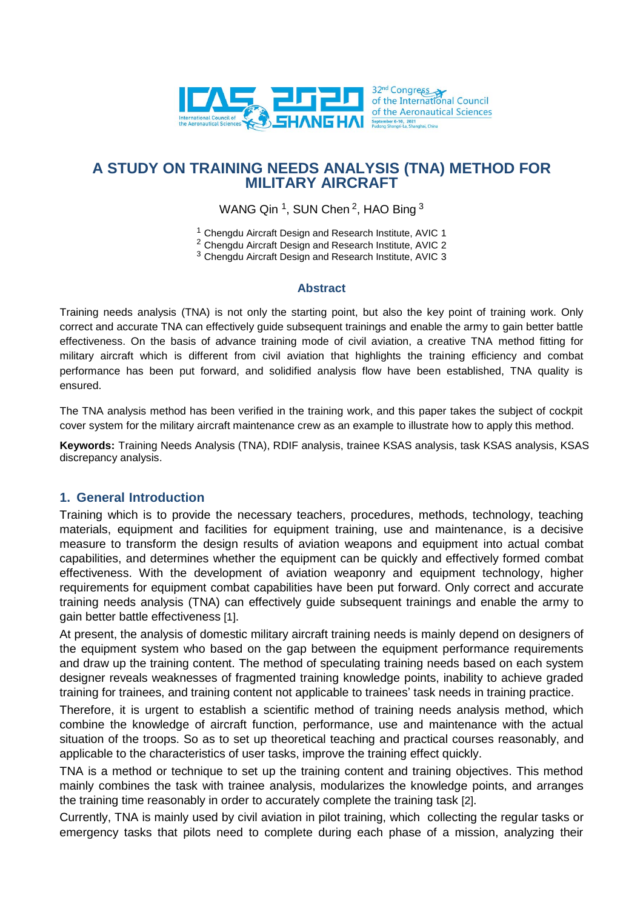# A STUDY ON TRAINING NEEDS ANALYSIS (TNA) METHOD FOR MILITARY AIRCRAFT

WANG Qin [1], SUN Chen [2], HAO Bing [3]

[1] Chengdu Aircraft Design and Research Institute, AVIC 1
[2] Chengdu Aircraft Design and Research Institute, AVIC 2
[3] Chengdu Aircraft Design and Research Institute, AVIC 3

### Abstract

Training needs analysis (TNA) is not only the starting point, but also the key point of training work. Only correct and accurate TNA can effectively guide subsequent trainings and enable the army to gain better battle effectiveness. On the basis of advance training mode of civil aviation, a creative TNA method fitting for military aircraft which is different from civil aviation that highlights the training efficiency and combat performance has been put forward, and solidified analysis flow have been established, TNA quality is ensured.

The TNA analysis method has been verified in the training work, and this paper takes the subject of cockpit cover system for the military aircraft maintenance crew as an example to illustrate how to apply this method.

**Keywords:** Training Needs Analysis (TNA), RDIF analysis, trainee KSAS analysis, task KSAS analysis, KSAS discrepancy analysis.

## 1. General Introduction

Training which is to provide the necessary teachers, procedures, methods, technology, teaching materials, equipment and facilities for equipment training, use and maintenance, is a decisive measure to transform the design results of aviation weapons and equipment into actual combat capabilities, and determines whether the equipment can be quickly and effectively formed combat effectiveness. With the development of aviation weaponry and equipment technology, higher requirements for equipment combat capabilities have been put forward. Only correct and accurate training needs analysis (TNA) can effectively guide subsequent trainings and enable the army to gain better battle effectiveness [1].

At present, the analysis of domestic military aircraft training needs is mainly depend on designers of the equipment system who based on the gap between the equipment performance requirements and draw up the training content. The method of speculating training needs based on each system designer reveals weaknesses of fragmented training knowledge points, inability to achieve graded training for trainees, and training content not applicable to trainees' task needs in training practice.

Therefore, it is urgent to establish a scientific method of training needs analysis method, which combine the knowledge of aircraft function, performance, use and maintenance with the actual situation of the troops. So as to set up theoretical teaching and practical courses reasonably, and applicable to the characteristics of user tasks, improve the training effect quickly.

TNA is a method or technique to set up the training content and training objectives. This method mainly combines the task with trainee analysis, modularizes the knowledge points, and arranges the training time reasonably in order to accurately complete the training task [2].

Currently, TNA is mainly used by civil aviation in pilot training, which collecting the regular tasks or emergency tasks that pilots need to complete during each phase of a mission, analyzing their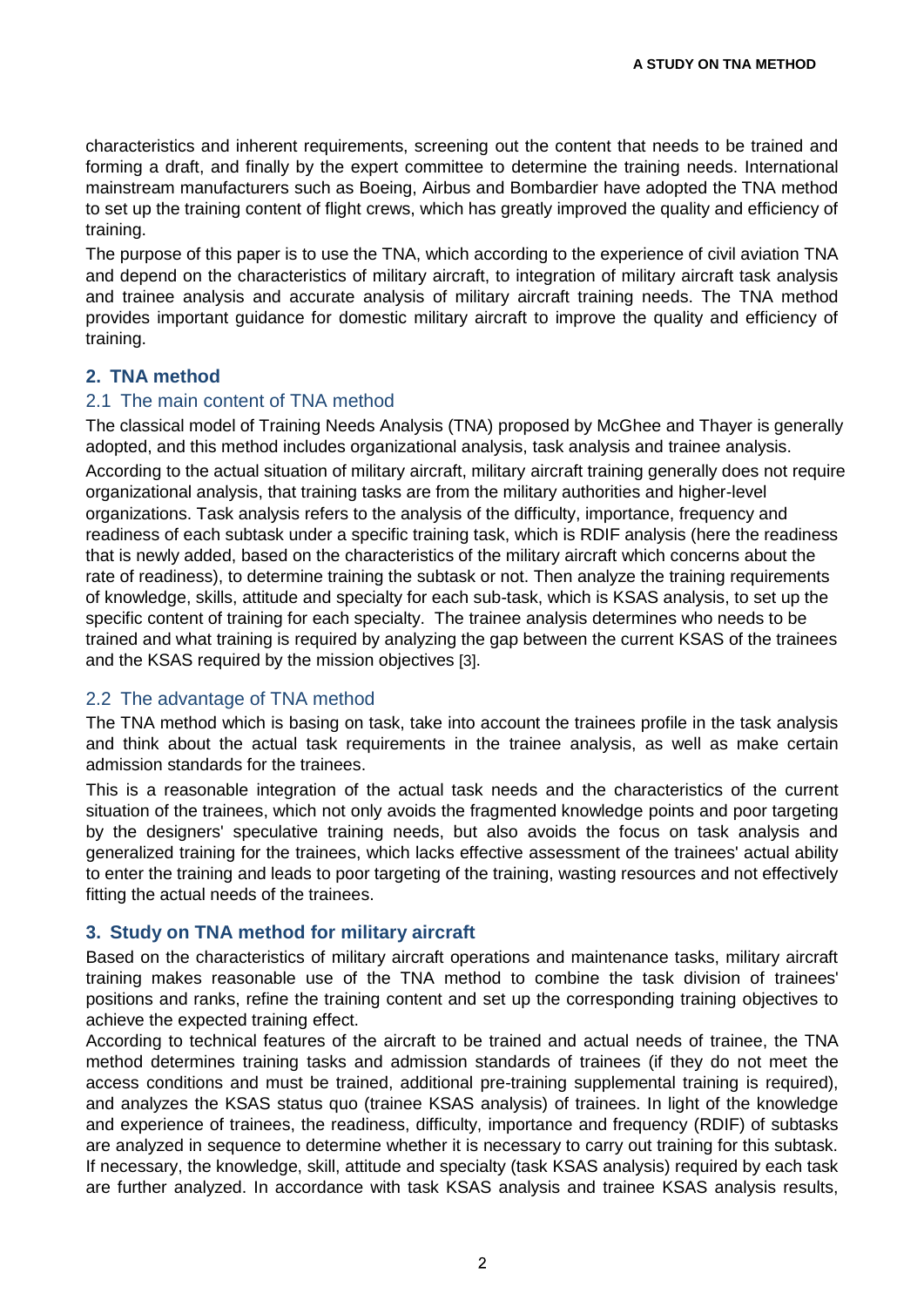characteristics and inherent requirements, screening out the content that needs to be trained and forming a draft, and finally by the expert committee to determine the training needs. International mainstream manufacturers such as Boeing, Airbus and Bombardier have adopted the TNA method to set up the training content of flight crews, which has greatly improved the quality and efficiency of training.

The purpose of this paper is to use the TNA, which according to the experience of civil aviation TNA and depend on the characteristics of military aircraft, to integration of military aircraft task analysis and trainee analysis and accurate analysis of military aircraft training needs. The TNA method provides important guidance for domestic military aircraft to improve the quality and efficiency of training.

## 2. TNA method

### 2.1 The main content of TNA method

The classical model of Training Needs Analysis (TNA) proposed by McGhee and Thayer is generally adopted, and this method includes organizational analysis, task analysis and trainee analysis.

According to the actual situation of military aircraft, military aircraft training generally does not require organizational analysis, that training tasks are from the military authorities and higher-level organizations. Task analysis refers to the analysis of the difficulty, importance, frequency and readiness of each subtask under a specific training task, which is RDIF analysis (here the readiness that is newly added, based on the characteristics of the military aircraft which concerns about the rate of readiness), to determine training the subtask or not. Then analyze the training requirements of knowledge, skills, attitude and specialty for each sub-task, which is KSAS analysis, to set up the specific content of training for each specialty. The trainee analysis determines who needs to be trained and what training is required by analyzing the gap between the current KSAS of the trainees and the KSAS required by the mission objectives [3].

### 2.2 The advantage of TNA method

The TNA method which is basing on task, take into account the trainees profile in the task analysis and think about the actual task requirements in the trainee analysis, as well as make certain admission standards for the trainees.

This is a reasonable integration of the actual task needs and the characteristics of the current situation of the trainees, which not only avoids the fragmented knowledge points and poor targeting by the designers' speculative training needs, but also avoids the focus on task analysis and generalized training for the trainees, which lacks effective assessment of the trainees' actual ability to enter the training and leads to poor targeting of the training, wasting resources and not effectively fitting the actual needs of the trainees.

## 3. Study on TNA method for military aircraft

Based on the characteristics of military aircraft operations and maintenance tasks, military aircraft training makes reasonable use of the TNA method to combine the task division of trainees' positions and ranks, refine the training content and set up the corresponding training objectives to achieve the expected training effect.

According to technical features of the aircraft to be trained and actual needs of trainee, the TNA method determines training tasks and admission standards of trainees (if they do not meet the access conditions and must be trained, additional pre-training supplemental training is required), and analyzes the KSAS status quo (trainee KSAS analysis) of trainees. In light of the knowledge and experience of trainees, the readiness, difficulty, importance and frequency (RDIF) of subtasks are analyzed in sequence to determine whether it is necessary to carry out training for this subtask. If necessary, the knowledge, skill, attitude and specialty (task KSAS analysis) required by each task are further analyzed. In accordance with task KSAS analysis and trainee KSAS analysis results,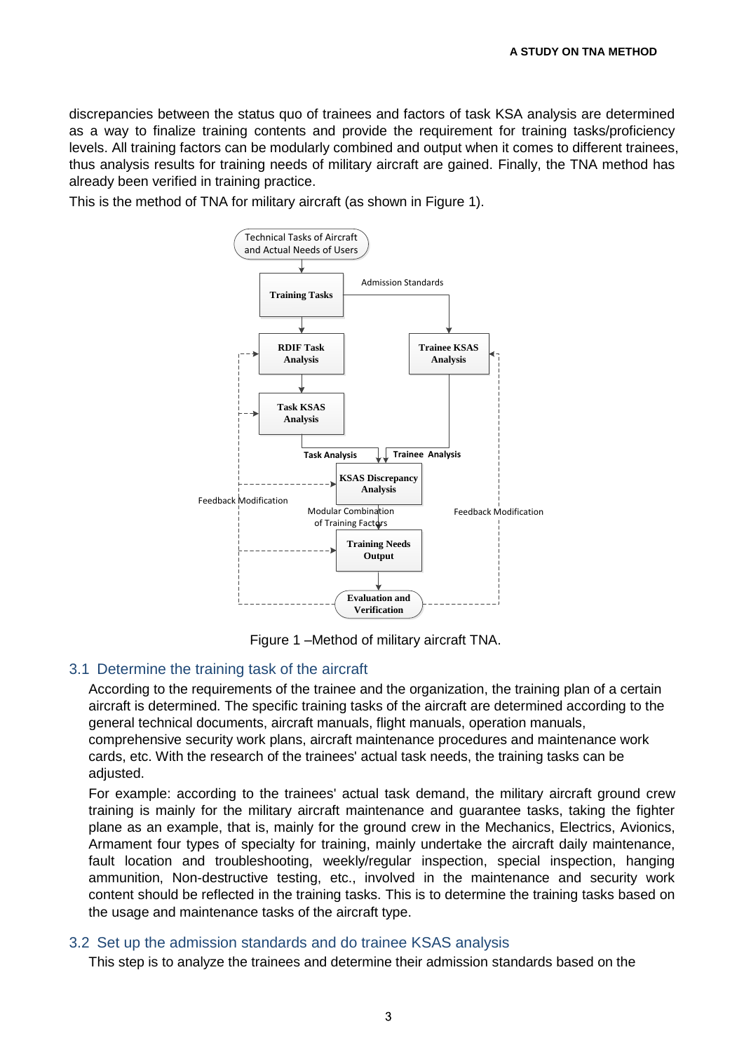discrepancies between the status quo of trainees and factors of task KSA analysis are determined as a way to finalize training contents and provide the requirement for training tasks/proficiency levels. All training factors can be modularly combined and output when it comes to different trainees, thus analysis results for training needs of military aircraft are gained. Finally, the TNA method has already been verified in training practice.

This is the method of TNA for military aircraft (as shown in Figure 1).

Figure 1 –Method of military aircraft TNA.

## 3.1 Determine the training task of the aircraft

According to the requirements of the trainee and the organization, the training plan of a certain aircraft is determined. The specific training tasks of the aircraft are determined according to the general technical documents, aircraft manuals, flight manuals, operation manuals, comprehensive security work plans, aircraft maintenance procedures and maintenance work cards, etc. With the research of the trainees' actual task needs, the training tasks can be adjusted.

For example: according to the trainees' actual task demand, the military aircraft ground crew training is mainly for the military aircraft maintenance and guarantee tasks, taking the fighter plane as an example, that is, mainly for the ground crew in the Mechanics, Electrics, Avionics, Armament four types of specialty for training, mainly undertake the aircraft daily maintenance, fault location and troubleshooting, weekly/regular inspection, special inspection, hanging ammunition, Non-destructive testing, etc., involved in the maintenance and security work content should be reflected in the training tasks. This is to determine the training tasks based on the usage and maintenance tasks of the aircraft type.

## 3.2 Set up the admission standards and do trainee KSAS analysis

This step is to analyze the trainees and determine their admission standards based on the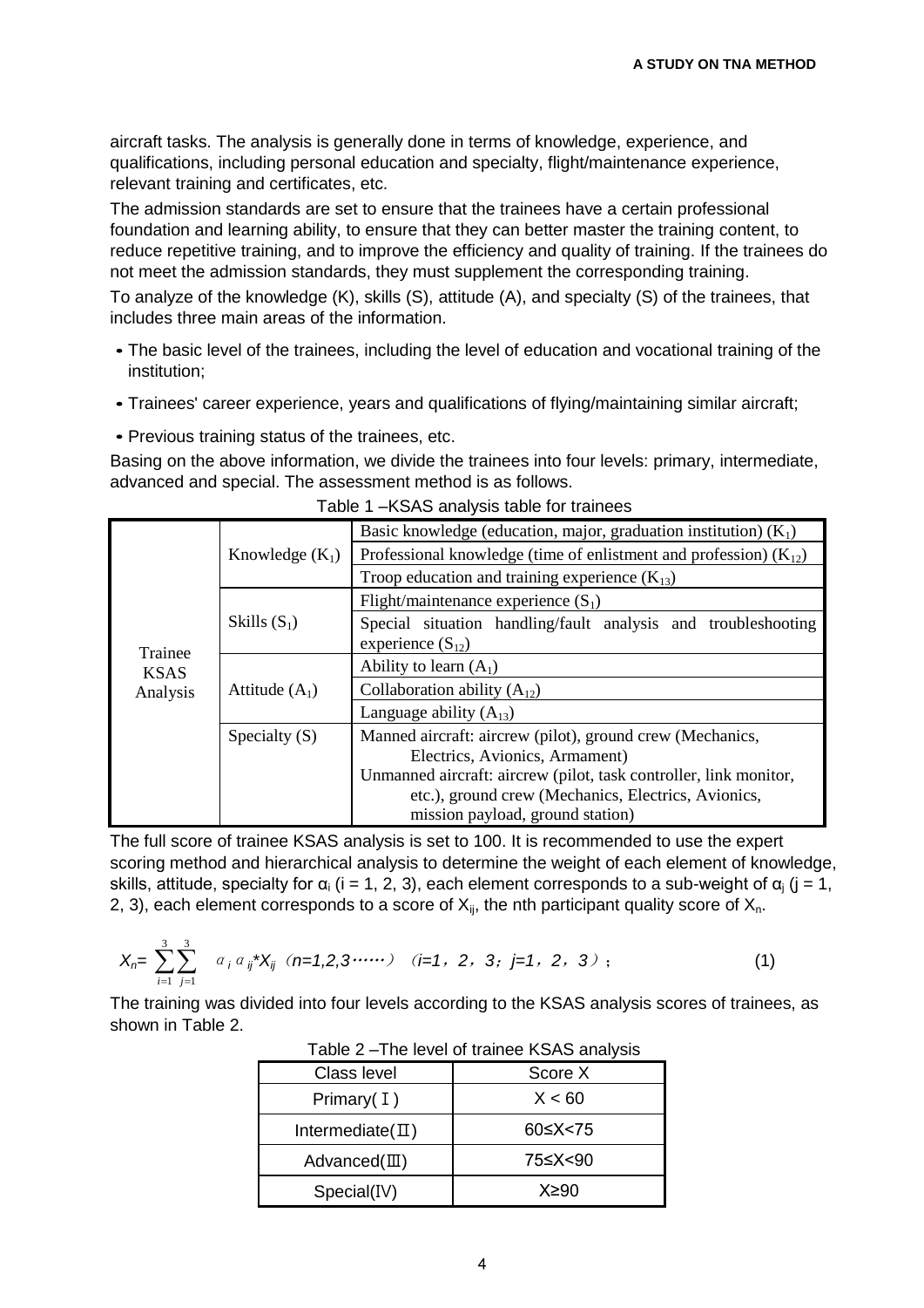aircraft tasks. The analysis is generally done in terms of knowledge, experience, and qualifications, including personal education and specialty, flight/maintenance experience, relevant training and certificates, etc.

The admission standards are set to ensure that the trainees have a certain professional foundation and learning ability, to ensure that they can better master the training content, to reduce repetitive training, and to improve the efficiency and quality of training. If the trainees do not meet the admission standards, they must supplement the corresponding training.

To analyze of the knowledge (K), skills (S), attitude (A), and specialty (S) of the trainees, that includes three main areas of the information.

- The basic level of the trainees, including the level of education and vocational training of the institution;
- Trainees' career experience, years and qualifications of flying/maintaining similar aircraft;
- Previous training status of the trainees, etc.

Basing on the above information, we divide the trainees into four levels: primary, intermediate, advanced and special. The assessment method is as follows.

Table 1 –KSAS analysis table for trainees

| | | |
|---|---|---|
| Trainee KSAS Analysis | Knowledge ($K_1$) | Basic knowledge (education, major, graduation institution) ($K_1$) |
| | | Professional knowledge (time of enlistment and profession) ($K_{12}$) |
| | | Troop education and training experience ($K_{13}$) |
| | Skills ($S_1$) | Flight/maintenance experience ($S_1$) |
| | | Special situation handling/fault analysis and troubleshooting experience ($S_{12}$) |
| | Attitude ($A_1$) | Ability to learn ($A_1$) |
| | | Collaboration ability ($A_{12}$) |
| | | Language ability ($A_{13}$) |
| | Specialty (S) | Manned aircraft: aircrew (pilot), ground crew (Mechanics, Electrics, Avionics, Armament)<br>Unmanned aircraft: aircrew (pilot, task controller, link monitor, etc.), ground crew (Mechanics, Electrics, Avionics, mission payload, ground station) |

The full score of trainee KSAS analysis is set to 100. It is recommended to use the expert scoring method and hierarchical analysis to determine the weight of each element of knowledge, skills, attitude, specialty for $\alpha_i$ (i = 1, 2, 3), each element corresponds to a sub-weight of $\alpha_j$ (j = 1, 2, 3), each element corresponds to a score of $X_{ij}$, the nth participant quality score of $X_n$.

$$X_n = \sum_{i=1}^{3}\sum_{j=1}^{3} \alpha_i \alpha_{ij} * X_{ij} \quad (n=1,2,3\cdots\cdots) \quad (i=1,2,3;\ j=1,2,3); \tag{1}$$

The training was divided into four levels according to the KSAS analysis scores of trainees, as shown in Table 2.

Table 2 –The level of trainee KSAS analysis

| Class level | Score X |
|---|---|
| Primary(Ⅰ) | X < 60 |
| Intermediate(Ⅱ) | 60≤X<75 |
| Advanced(Ⅲ) | 75≤X<90 |
| Special(Ⅳ) | X≥90 |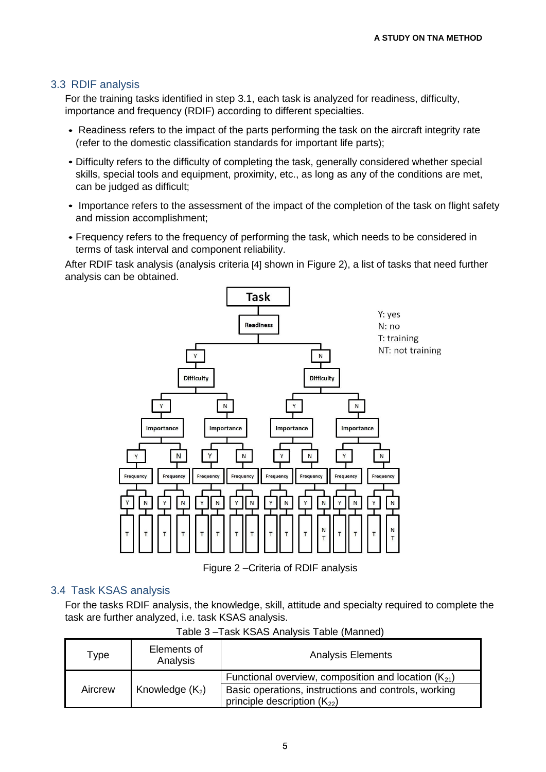## 3.3 RDIF analysis

For the training tasks identified in step 3.1, each task is analyzed for readiness, difficulty, importance and frequency (RDIF) according to different specialties.

- Readiness refers to the impact of the parts performing the task on the aircraft integrity rate (refer to the domestic classification standards for important life parts);
- Difficulty refers to the difficulty of completing the task, generally considered whether special skills, special tools and equipment, proximity, etc., as long as any of the conditions are met, can be judged as difficult;
- Importance refers to the assessment of the impact of the completion of the task on flight safety and mission accomplishment;
- Frequency refers to the frequency of performing the task, which needs to be considered in terms of task interval and component reliability.

After RDIF task analysis (analysis criteria [4] shown in Figure 2), a list of tasks that need further analysis can be obtained.

Figure 2 –Criteria of RDIF analysis

## 3.4 Task KSAS analysis

For the tasks RDIF analysis, the knowledge, skill, attitude and specialty required to complete the task are further analyzed, i.e. task KSAS analysis.

Table 3 –Task KSAS Analysis Table (Manned)

| Type | Elements of Analysis | Analysis Elements |
|---|---|---|
| Aircrew | Knowledge ($K_2$) | Functional overview, composition and location ($K_{21}$) |
| | | Basic operations, instructions and controls, working principle description ($K_{22}$) |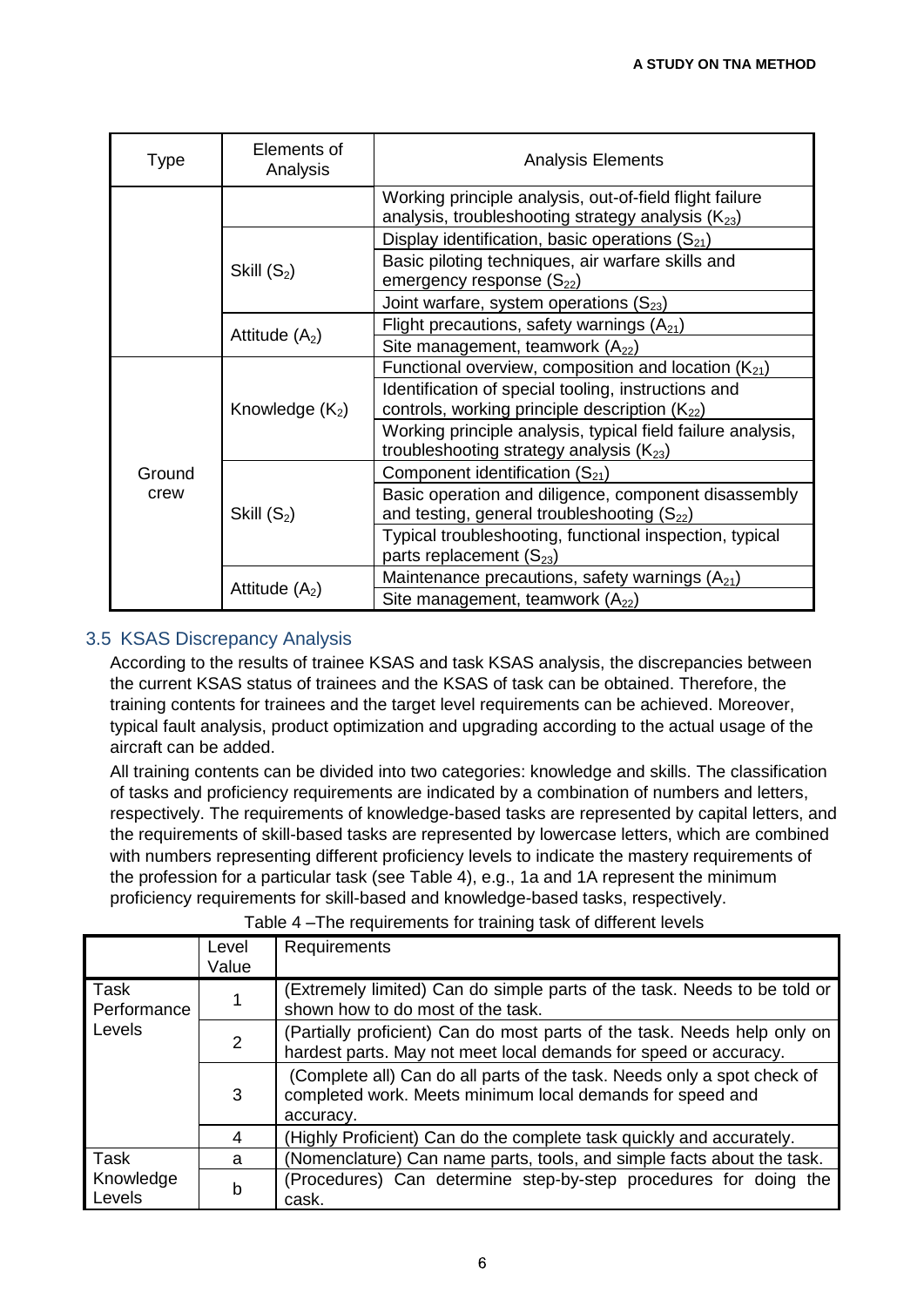| Type | Elements of Analysis | Analysis Elements |
|---|---|---|
| | | Working principle analysis, out-of-field flight failure analysis, troubleshooting strategy analysis ($K_{23}$) |
| | Skill ($S_2$) | Display identification, basic operations ($S_{21}$) |
| | | Basic piloting techniques, air warfare skills and emergency response ($S_{22}$) |
| | | Joint warfare, system operations ($S_{23}$) |
| | Attitude ($A_2$) | Flight precautions, safety warnings ($A_{21}$) |
| | | Site management, teamwork ($A_{22}$) |
| Ground crew | Knowledge ($K_2$) | Functional overview, composition and location ($K_{21}$) |
| | | Identification of special tooling, instructions and controls, working principle description ($K_{22}$) |
| | | Working principle analysis, typical field failure analysis, troubleshooting strategy analysis ($K_{23}$) |
| | Skill ($S_2$) | Component identification ($S_{21}$) |
| | | Basic operation and diligence, component disassembly and testing, general troubleshooting ($S_{22}$) |
| | | Typical troubleshooting, functional inspection, typical parts replacement ($S_{23}$) |
| | Attitude ($A_2$) | Maintenance precautions, safety warnings ($A_{21}$) |
| | | Site management, teamwork ($A_{22}$) |

## 3.5 KSAS Discrepancy Analysis

According to the results of trainee KSAS and task KSAS analysis, the discrepancies between the current KSAS status of trainees and the KSAS of task can be obtained. Therefore, the training contents for trainees and the target level requirements can be achieved. Moreover, typical fault analysis, product optimization and upgrading according to the actual usage of the aircraft can be added.

All training contents can be divided into two categories: knowledge and skills. The classification of tasks and proficiency requirements are indicated by a combination of numbers and letters, respectively. The requirements of knowledge-based tasks are represented by capital letters, and the requirements of skill-based tasks are represented by lowercase letters, which are combined with numbers representing different proficiency levels to indicate the mastery requirements of the profession for a particular task (see Table 4), e.g., 1a and 1A represent the minimum proficiency requirements for skill-based and knowledge-based tasks, respectively.

Table 4 –The requirements for training task of different levels

| | Level Value | Requirements |
|---|---|---|
| Task Performance Levels | 1 | (Extremely limited) Can do simple parts of the task. Needs to be told or shown how to do most of the task. |
| | 2 | (Partially proficient) Can do most parts of the task. Needs help only on hardest parts. May not meet local demands for speed or accuracy. |
| | 3 | (Complete all) Can do all parts of the task. Needs only a spot check of completed work. Meets minimum local demands for speed and accuracy. |
| | 4 | (Highly Proficient) Can do the complete task quickly and accurately. |
| Task Knowledge Levels | a | (Nomenclature) Can name parts, tools, and simple facts about the task. |
| | b | (Procedures) Can determine step-by-step procedures for doing the cask. |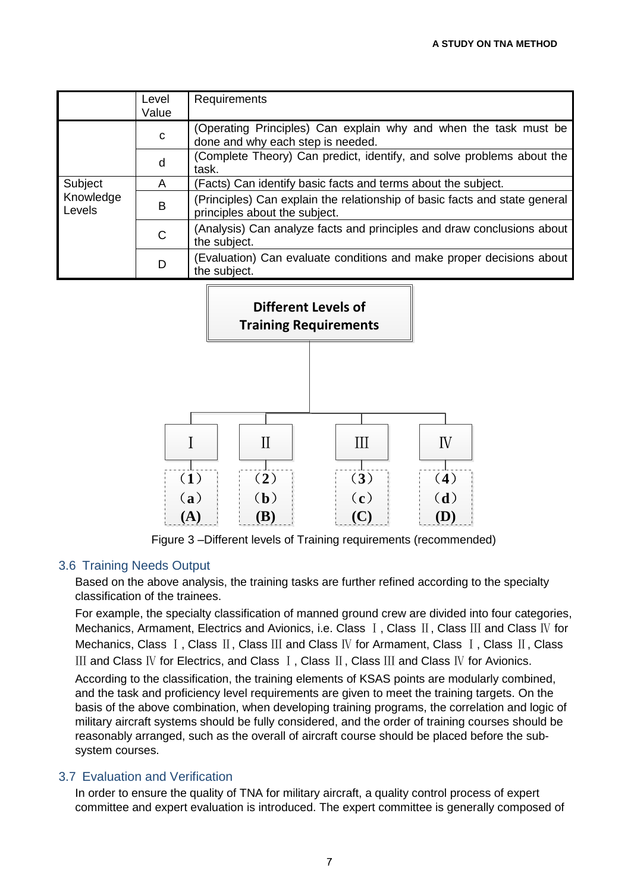| | Level Value | Requirements |
|---|---|---|
| | c | (Operating Principles) Can explain why and when the task must be done and why each step is needed. |
| | d | (Complete Theory) Can predict, identify, and solve problems about the task. |
| Subject Knowledge Levels | A | (Facts) Can identify basic facts and terms about the subject. |
| | B | (Principles) Can explain the relationship of basic facts and state general principles about the subject. |
| | C | (Analysis) Can analyze facts and principles and draw conclusions about the subject. |
| | D | (Evaluation) Can evaluate conditions and make proper decisions about the subject. |

**Different Levels of Training Requirements**

| Ⅰ | Ⅱ | Ⅲ | Ⅳ |
|---|---|---|---|
| （1） | （2） | （3） | （4） |
| （a） | （b） | （c） | （d） |
| (A) | (B) | (C) | (D) |

Figure 3 –Different levels of Training requirements (recommended)

## 3.6 Training Needs Output

Based on the above analysis, the training tasks are further refined according to the specialty classification of the trainees.

For example, the specialty classification of manned ground crew are divided into four categories, Mechanics, Armament, Electrics and Avionics, i.e. Class Ⅰ, Class Ⅱ, Class Ⅲ and Class Ⅳ for Mechanics, Class Ⅰ, Class Ⅱ, Class Ⅲ and Class Ⅳ for Armament, Class Ⅰ, Class Ⅱ, Class Ⅲ and Class Ⅳ for Electrics, and Class Ⅰ, Class Ⅱ, Class Ⅲ and Class Ⅳ for Avionics.

According to the classification, the training elements of KSAS points are modularly combined, and the task and proficiency level requirements are given to meet the training targets. On the basis of the above combination, when developing training programs, the correlation and logic of military aircraft systems should be fully considered, and the order of training courses should be reasonably arranged, such as the overall of aircraft course should be placed before the sub-system courses.

## 3.7 Evaluation and Verification

In order to ensure the quality of TNA for military aircraft, a quality control process of expert committee and expert evaluation is introduced. The expert committee is generally composed of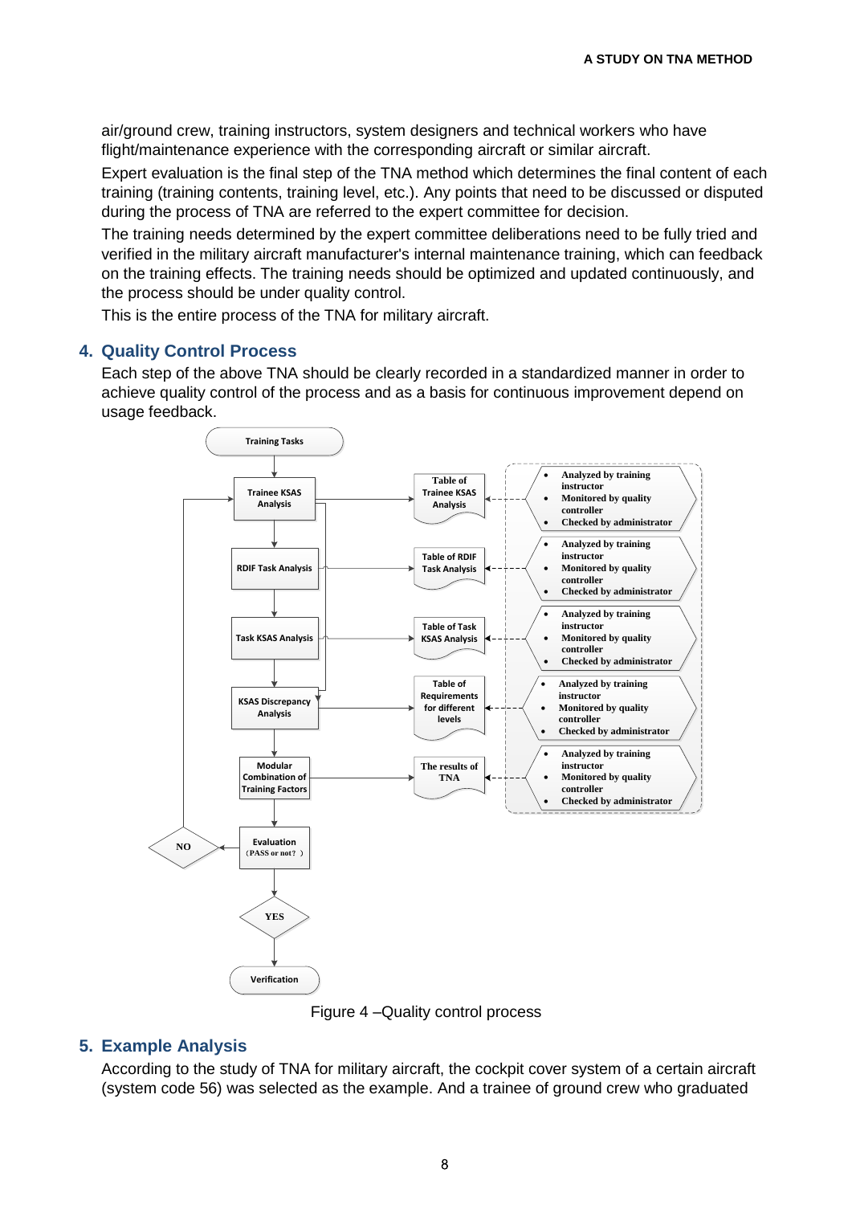air/ground crew, training instructors, system designers and technical workers who have flight/maintenance experience with the corresponding aircraft or similar aircraft.

Expert evaluation is the final step of the TNA method which determines the final content of each training (training contents, training level, etc.). Any points that need to be discussed or disputed during the process of TNA are referred to the expert committee for decision.

The training needs determined by the expert committee deliberations need to be fully tried and verified in the military aircraft manufacturer's internal maintenance training, which can feedback on the training effects. The training needs should be optimized and updated continuously, and the process should be under quality control.

This is the entire process of the TNA for military aircraft.

## 4. Quality Control Process

Each step of the above TNA should be clearly recorded in a standardized manner in order to achieve quality control of the process and as a basis for continuous improvement depend on usage feedback.

Training Tasks

Trainee KSAS Analysis → Table of Trainee KSAS Analysis

RDIF Task Analysis → Table of RDIF Task Analysis

Task KSAS Analysis → Table of Task KSAS Analysis

KSAS Discrepancy Analysis → Table of Requirements for different levels

Modular Combination of Training Factors → The results of TNA

Each table:
- Analyzed by training instructor
- Monitored by quality controller
- Checked by administrator

Evaluation (PASS or not?) — NO → back to Trainee KSAS Analysis; YES → Verification

Figure 4 –Quality control process

## 5. Example Analysis

According to the study of TNA for military aircraft, the cockpit cover system of a certain aircraft (system code 56) was selected as the example. And a trainee of ground crew who graduated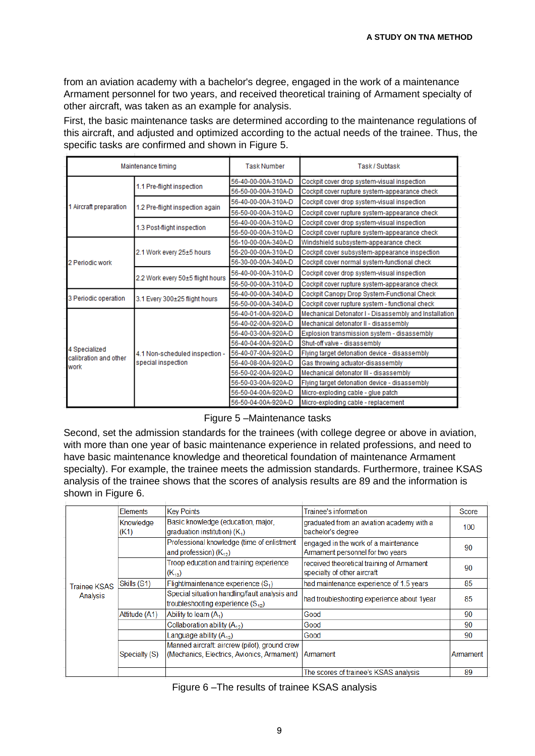from an aviation academy with a bachelor's degree, engaged in the work of a maintenance Armament personnel for two years, and received theoretical training of Armament specialty of other aircraft, was taken as an example for analysis.

First, the basic maintenance tasks are determined according to the maintenance regulations of this aircraft, and adjusted and optimized according to the actual needs of the trainee. Thus, the specific tasks are confirmed and shown in Figure 5.

| Maintenance timing | | Task Number | Task / Subtask |
|---|---|---|---|
| 1 Aircraft preparation | 1.1 Pre-flight inspection | 56-40-00-00A-310A-D | Cockpit cover drop system-visual inspection |
| | | 56-50-00-00A-310A-D | Cockpit cover rupture system-appearance check |
| | 1.2 Pre-flight inspection again | 56-40-00-00A-310A-D | Cockpit cover drop system-visual inspection |
| | | 56-50-00-00A-310A-D | Cockpit cover rupture system-appearance check |
| | 1.3 Post-flight inspection | 56-40-00-00A-310A-D | Cockpit cover drop system-visual inspection |
| | | 56-50-00-00A-310A-D | Cockpit cover rupture system-appearance check |
| 2 Periodic work | 2.1 Work every 25±5 hours | 56-10-00-00A-340A-D | Windshield subsystem-appearance check |
| | | 56-20-00-00A-310A-D | Cockpit cover subsystem-appearance inspection |
| | | 56-30-00-00A-340A-D | Cockpit cover normal system-functional check |
| | 2.2 Work every 50±5 flight hours | 56-40-00-00A-310A-D | Cockpit cover drop system-visual inspection |
| | | 56-50-00-00A-310A-D | Cockpit cover rupture system-appearance check |
| 3 Periodic operation | 3.1 Every 300±25 flight hours | 56-40-00-00A-340A-D | Cockpit Canopy Drop System-Functional Check |
| | | 56-50-00-00A-340A-D | Cockpit cover rupture system - functional check |
| 4 Specialized calibration and other work | 4.1 Non-scheduled inspection - special inspection | 56-40-01-00A-920A-D | Mechanical Detonator I - Disassembly and Installation |
| | | 56-40-02-00A-920A-D | Mechanical detonator II - disassembly |
| | | 56-40-03-00A-920A-D | Explosion transmission system - disassembly |
| | | 56-40-04-00A-920A-D | Shut-off valve - disassembly |
| | | 56-40-07-00A-920A-D | Flying target detonation device - disassembly |
| | | 56-40-08-00A-920A-D | Gas throwing actuator-disassembly |
| | | 56-50-02-00A-920A-D | Mechanical detonator III - disassembly |
| | | 56-50-03-00A-920A-D | Flying target detonation device - disassembly |
| | | 56-50-04-00A-920A-D | Micro-exploding cable - glue patch |
| | | 56-50-04-00A-920A-D | Micro-exploding cable - replacement |

Figure 5 –Maintenance tasks

Second, set the admission standards for the trainees (with college degree or above in aviation, with more than one year of basic maintenance experience in related professions, and need to have basic maintenance knowledge and theoretical foundation of maintenance Armament specialty). For example, the trainee meets the admission standards. Furthermore, trainee KSAS analysis of the trainee shows that the scores of analysis results are 89 and the information is shown in Figure 6.

| | Elements | Key Points | Trainee's information | Score |
|---|---|---|---|---|
| Trainee KSAS Analysis | Knowledge (K1) | Basic knowledge (education, major, graduation institution) ($K_1$) | graduated from an aviation academy with a bachelor's degree | 100 |
| | | Professional knowledge (time of enlistment and profession) ($K_{12}$) | engaged in the work of a maintenance Armament personnel for two years | 90 |
| | | Troop education and training experience ($K_{13}$) | received theoretical training of Armament specialty of other aircraft | 90 |
| | Skills (S1) | Flight/maintenance experience ($S_1$) | had maintenance experience of 1.5 years | 85 |
| | | Special situation handling/fault analysis and troubleshooting experience ($S_{12}$) | had troubleshooting experience about 1year | 85 |
| | Attitude (A1) | Ability to learn ($A_1$) | Good | 90 |
| | | Collaboration ability ($A_{12}$) | Good | 90 |
| | | Language ability ($A_{13}$) | Good | 90 |
| | Specialty (S) | Manned aircraft: aircrew (pilot), ground crew (Mechanics, Electrics, Avionics, Armament) | Armament | Armament |
| | | | The scores of trainee's KSAS analysis | 89 |

Figure 6 –The results of trainee KSAS analysis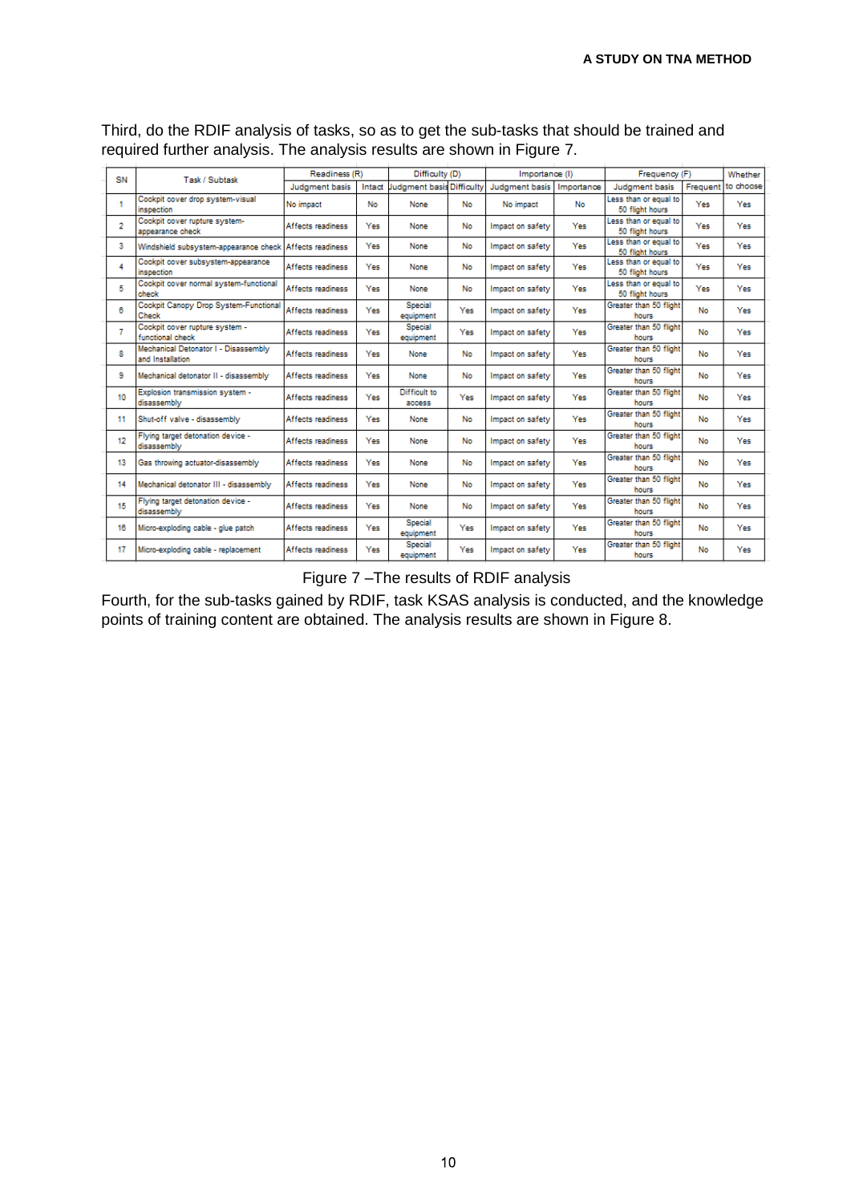Third, do the RDIF analysis of tasks, so as to get the sub-tasks that should be trained and required further analysis. The analysis results are shown in Figure 7.

| SN | Task / Subtask | Readiness (R) | | Difficulty (D) | | Importance (I) | | Frequency (F) | | Whether to choose |
|---|---|---|---|---|---|---|---|---|---|---|
| | | Judgment basis | Intact | Judgment basis | Difficulty | Judgment basis | Importance | Judgment basis | Frequent | |
| 1 | Cockpit cover drop system-visual inspection | No impact | No | None | No | No impact | No | Less than or equal to 50 flight hours | Yes | Yes |
| 2 | Cockpit cover rupture system-appearance check | Affects readiness | Yes | None | No | Impact on safety | Yes | Less than or equal to 50 flight hours | Yes | Yes |
| 3 | Windshield subsystem-appearance check | Affects readiness | Yes | None | No | Impact on safety | Yes | Less than or equal to 50 flight hours | Yes | Yes |
| 4 | Cockpit cover subsystem-appearance inspection | Affects readiness | Yes | None | No | Impact on safety | Yes | Less than or equal to 50 flight hours | Yes | Yes |
| 5 | Cockpit cover normal system-functional check | Affects readiness | Yes | None | No | Impact on safety | Yes | Less than or equal to 50 flight hours | Yes | Yes |
| 6 | Cockpit Canopy Drop System-Functional Check | Affects readiness | Yes | Special equipment | Yes | Impact on safety | Yes | Greater than 50 flight hours | No | Yes |
| 7 | Cockpit cover rupture system - functional check | Affects readiness | Yes | Special equipment | Yes | Impact on safety | Yes | Greater than 50 flight hours | No | Yes |
| 8 | Mechanical Detonator I - Disassembly and Installation | Affects readiness | Yes | None | No | Impact on safety | Yes | Greater than 50 flight hours | No | Yes |
| 9 | Mechanical detonator II - disassembly | Affects readiness | Yes | None | No | Impact on safety | Yes | Greater than 50 flight hours | No | Yes |
| 10 | Explosion transmission system - disassembly | Affects readiness | Yes | Difficult to access | Yes | Impact on safety | Yes | Greater than 50 flight hours | No | Yes |
| 11 | Shut-off valve - disassembly | Affects readiness | Yes | None | No | Impact on safety | Yes | Greater than 50 flight hours | No | Yes |
| 12 | Flying target detonation device - disassembly | Affects readiness | Yes | None | No | Impact on safety | Yes | Greater than 50 flight hours | No | Yes |
| 13 | Gas throwing actuator-disassembly | Affects readiness | Yes | None | No | Impact on safety | Yes | Greater than 50 flight hours | No | Yes |
| 14 | Mechanical detonator III - disassembly | Affects readiness | Yes | None | No | Impact on safety | Yes | Greater than 50 flight hours | No | Yes |
| 15 | Flying target detonation device - disassembly | Affects readiness | Yes | None | No | Impact on safety | Yes | Greater than 50 flight hours | No | Yes |
| 16 | Micro-exploding cable - glue patch | Affects readiness | Yes | Special equipment | Yes | Impact on safety | Yes | Greater than 50 flight hours | No | Yes |
| 17 | Micro-exploding cable - replacement | Affects readiness | Yes | Special equipment | Yes | Impact on safety | Yes | Greater than 50 flight hours | No | Yes |

Figure 7 –The results of RDIF analysis

Fourth, for the sub-tasks gained by RDIF, task KSAS analysis is conducted, and the knowledge points of training content are obtained. The analysis results are shown in Figure 8.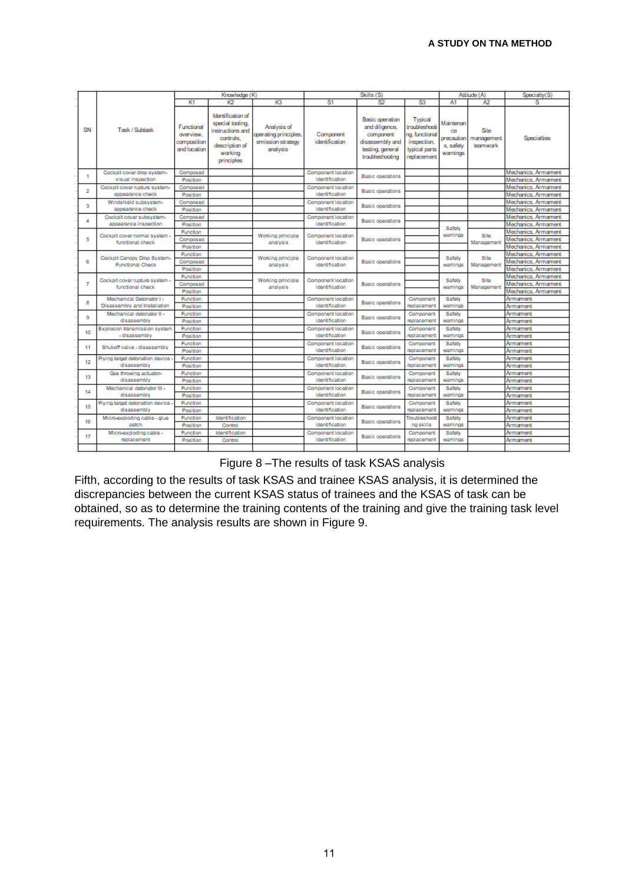| SN | Task / Subtask | Knowledge (K) | | | Skills (S) | | | Attitude (A) | | Specialty(S) |
|---|---|---|---|---|---|---|---|---|---|---|
| | | K1 | K2 | K3 | S1 | S2 | S3 | A1 | A2 | S |
| | | Functional overview, composition and location | Identification of special tooling, instructions and controls, description of working principles | Analysis of operating principles, emission strategy analysis | Component identification | Basic operation and diligence, component disassembly and testing, general troubleshooting | Typical troubleshooting, functional inspection, typical parts replacement | Maintenance precautions, safety warnings | Site management teamwork | Specialties |
| 1 | Cockpit cover drop system-visual inspection | Composed | | | Component location identification | Basic operations | | | | Mechanics, Armament |
| | | Position | | | | | | | | Mechanics, Armament |
| 2 | Cockpit cover rupture system-appearance check | Composed | | | Component location identification | Basic operations | | | | Mechanics, Armament |
| | | Position | | | | | | | | Mechanics, Armament |
| 3 | Windshield subsystem-appearance check | Composed | | | Component location identification | Basic operations | | | | Mechanics, Armament |
| | | Position | | | | | | | | Mechanics, Armament |
| 4 | Cockpit cover subsystem-appearance inspection | Composed | | | Component location identification | Basic operations | | | | Mechanics, Armament |
| | | Position | | | | | | | | Mechanics, Armament |
| 5 | Cockpit cover normal system - functional check | Function | | Working principle analysis | Component location identification | Basic operations | | Safety warnings | Site Management | Mechanics, Armament |
| | | Composed | | | | | | | | Mechanics, Armament |
| | | Position | | | | | | | | Mechanics, Armament |
| 6 | Cockpit Canopy Drop System-Functional Check | Function | | Working principle analysis | Component location identification | Basic operations | | Safety warnings | Site Management | Mechanics, Armament |
| | | Composed | | | | | | | | Mechanics, Armament |
| | | Position | | | | | | | | Mechanics, Armament |
| 7 | Cockpit cover rupture system - functional check | Function | | Working principle analysis | Component location identification | Basic operations | | Safety warnings | Site Management | Mechanics, Armament |
| | | Composed | | | | | | | | Mechanics, Armament |
| | | Position | | | | | | | | Mechanics, Armament |
| 8 | Mechanical Detonator I - Disassembly and Installation | Function | | | Component location identification | Basic operations | Component replacement | Safety warnings | | Armament |
| | | Position | | | | | | | | Armament |
| 9 | Mechanical detonator II - disassembly | Function | | | Component location identification | Basic operations | Component replacement | Safety warnings | | Armament |
| | | Position | | | | | | | | Armament |
| 10 | Explosion transmission system - disassembly | Function | | | Component location identification | Basic operations | Component replacement | Safety warnings | | Armament |
| | | Position | | | | | | | | Armament |
| 11 | Shut-off valve - disassembly | Function | | | Component location identification | Basic operations | Component replacement | Safety warnings | | Armament |
| | | Position | | | | | | | | Armament |
| 12 | Flying target detonation device - disassembly | Function | | | Component location identification | Basic operations | Component replacement | Safety warnings | | Armament |
| | | Position | | | | | | | | Armament |
| 13 | Gas throwing actuator-disassembly | Function | | | Component location identification | Basic operations | Component replacement | Safety warnings | | Armament |
| | | Position | | | | | | | | Armament |
| 14 | Mechanical detonator III - disassembly | Function | | | Component location identification | Basic operations | Component replacement | Safety warnings | | Armament |
| | | Position | | | | | | | | Armament |
| 15 | Flying target detonation device - disassembly | Function | | | Component location identification | Basic operations | Component replacement | Safety warnings | | Armament |
| | | Position | | | | | | | | Armament |
| 16 | Micro-exploding cable - glue patch | Function | Identification | | Component location identification | Basic operations | Troubleshooting skills | Safety warnings | | Armament |
| | | Position | Control | | | | | | | Armament |
| 17 | Micro-exploding cable - replacement | Function | Identification | | Component location identification | Basic operations | Component replacement | Safety warnings | | Armament |
| | | Position | Control | | | | | | | Armament |

Figure 8 –The results of task KSAS analysis

Fifth, according to the results of task KSAS and trainee KSAS analysis, it is determined the discrepancies between the current KSAS status of trainees and the KSAS of task can be obtained, so as to determine the training contents of the training and give the training task level requirements. The analysis results are shown in Figure 9.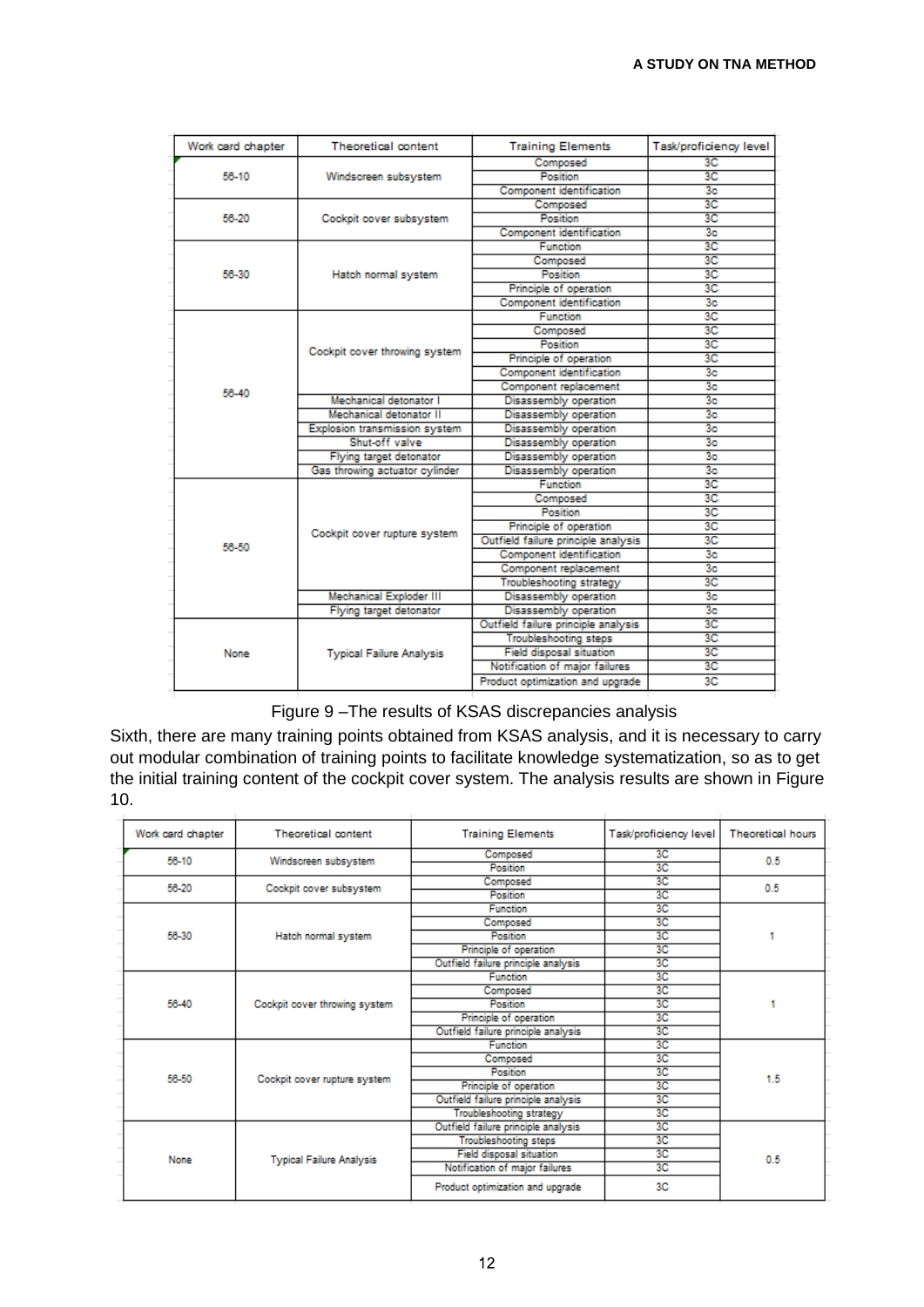| Work card chapter | Theoretical content | Training Elements | Task/proficiency level |
|---|---|---|---|
| 56-10 | Windscreen subsystem | Composed | 3C |
| | | Position | 3C |
| | | Component identification | 3c |
| 56-20 | Cockpit cover subsystem | Composed | 3C |
| | | Position | 3C |
| | | Component identification | 3c |
| 56-30 | Hatch normal system | Function | 3C |
| | | Composed | 3C |
| | | Position | 3C |
| | | Principle of operation | 3C |
| | | Component identification | 3c |
| 56-40 | Cockpit cover throwing system | Function | 3C |
| | | Composed | 3C |
| | | Position | 3C |
| | | Principle of operation | 3C |
| | | Component identification | 3c |
| | | Component replacement | 3c |
| | Mechanical detonator I | Disassembly operation | 3c |
| | Mechanical detonator II | Disassembly operation | 3c |
| | Explosion transmission system | Disassembly operation | 3c |
| | Shut-off valve | Disassembly operation | 3c |
| | Flying target detonator | Disassembly operation | 3c |
| | Gas throwing actuator cylinder | Disassembly operation | 3c |
| 56-50 | Cockpit cover rupture system | Function | 3C |
| | | Composed | 3C |
| | | Position | 3C |
| | | Principle of operation | 3C |
| | | Outfield failure principle analysis | 3C |
| | | Component identification | 3c |
| | | Component replacement | 3c |
| | | Troubleshooting strategy | 3C |
| | Mechanical Exploder III | Disassembly operation | 3c |
| | Flying target detonator | Disassembly operation | 3c |
| None | Typical Failure Analysis | Outfield failure principle analysis | 3C |
| | | Troubleshooting steps | 3C |
| | | Field disposal situation | 3C |
| | | Notification of major failures | 3C |
| | | Product optimization and upgrade | 3C |

Figure 9 –The results of KSAS discrepancies analysis

Sixth, there are many training points obtained from KSAS analysis, and it is necessary to carry out modular combination of training points to facilitate knowledge systematization, so as to get the initial training content of the cockpit cover system. The analysis results are shown in Figure 10.

| Work card chapter | Theoretical content | Training Elements | Task/proficiency level | Theoretical hours |
|---|---|---|---|---|
| 56-10 | Windscreen subsystem | Composed | 3C | 0.5 |
| | | Position | 3C | |
| 56-20 | Cockpit cover subsystem | Composed | 3C | 0.5 |
| | | Position | 3C | |
| 56-30 | Hatch normal system | Function | 3C | 1 |
| | | Composed | 3C | |
| | | Position | 3C | |
| | | Principle of operation | 3C | |
| | | Outfield failure principle analysis | 3C | |
| 56-40 | Cockpit cover throwing system | Function | 3C | 1 |
| | | Composed | 3C | |
| | | Position | 3C | |
| | | Principle of operation | 3C | |
| | | Outfield failure principle analysis | 3C | |
| 56-50 | Cockpit cover rupture system | Function | 3C | 1.5 |
| | | Composed | 3C | |
| | | Position | 3C | |
| | | Principle of operation | 3C | |
| | | Outfield failure principle analysis | 3C | |
| | | Troubleshooting strategy | 3C | |
| None | Typical Failure Analysis | Outfield failure principle analysis | 3C | 0.5 |
| | | Troubleshooting steps | 3C | |
| | | Field disposal situation | 3C | |
| | | Notification of major failures | 3C | |
| | | Product optimization and upgrade | 3C | |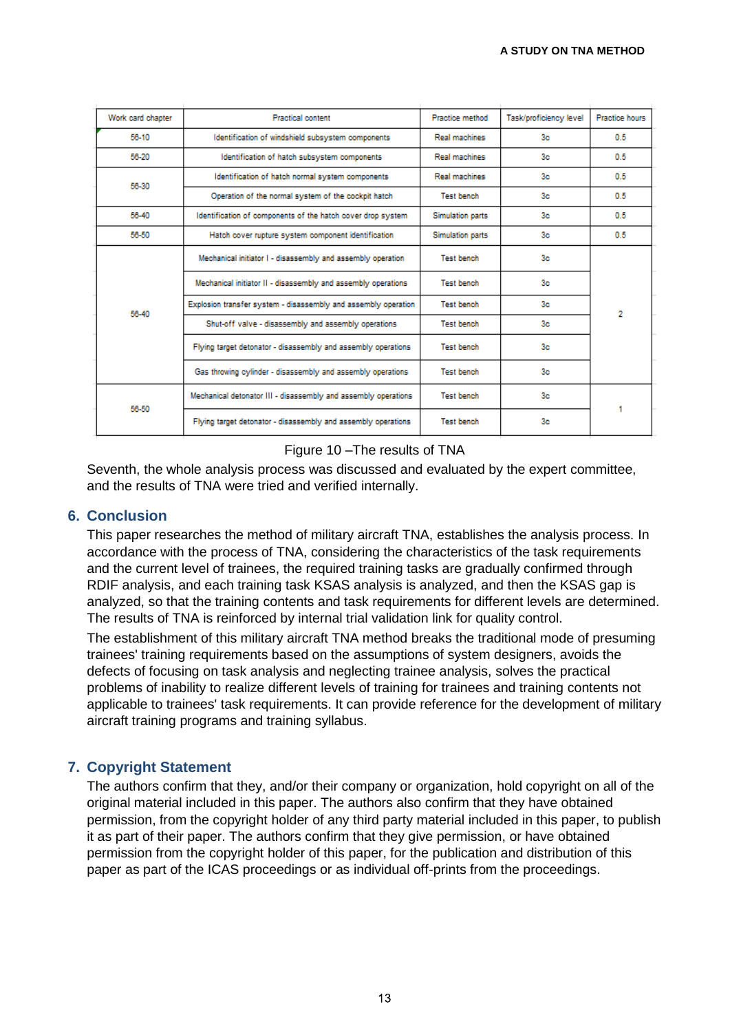| Work card chapter | Practical content | Practice method | Task/proficiency level | Practice hours |
|---|---|---|---|---|
| 56-10 | Identification of windshield subsystem components | Real machines | 3c | 0.5 |
| 56-20 | Identification of hatch subsystem components | Real machines | 3c | 0.5 |
| 56-30 | Identification of hatch normal system components | Real machines | 3c | 0.5 |
| | Operation of the normal system of the cockpit hatch | Test bench | 3c | 0.5 |
| 56-40 | Identification of components of the hatch cover drop system | Simulation parts | 3c | 0.5 |
| 56-50 | Hatch cover rupture system component identification | Simulation parts | 3c | 0.5 |
| 56-40 | Mechanical initiator I - disassembly and assembly operation | Test bench | 3c | 2 |
| | Mechanical initiator II - disassembly and assembly operations | Test bench | 3c | |
| | Explosion transfer system - disassembly and assembly operation | Test bench | 3c | |
| | Shut-off valve - disassembly and assembly operations | Test bench | 3c | |
| | Flying target detonator - disassembly and assembly operations | Test bench | 3c | |
| | Gas throwing cylinder - disassembly and assembly operations | Test bench | 3c | |
| 56-50 | Mechanical detonator III - disassembly and assembly operations | Test bench | 3c | 1 |
| | Flying target detonator - disassembly and assembly operations | Test bench | 3c | |

Figure 10 –The results of TNA

Seventh, the whole analysis process was discussed and evaluated by the expert committee, and the results of TNA were tried and verified internally.

## 6. Conclusion

This paper researches the method of military aircraft TNA, establishes the analysis process. In accordance with the process of TNA, considering the characteristics of the task requirements and the current level of trainees, the required training tasks are gradually confirmed through RDIF analysis, and each training task KSAS analysis is analyzed, and then the KSAS gap is analyzed, so that the training contents and task requirements for different levels are determined. The results of TNA is reinforced by internal trial validation link for quality control.

The establishment of this military aircraft TNA method breaks the traditional mode of presuming trainees' training requirements based on the assumptions of system designers, avoids the defects of focusing on task analysis and neglecting trainee analysis, solves the practical problems of inability to realize different levels of training for trainees and training contents not applicable to trainees' task requirements. It can provide reference for the development of military aircraft training programs and training syllabus.

## 7. Copyright Statement

The authors confirm that they, and/or their company or organization, hold copyright on all of the original material included in this paper. The authors also confirm that they have obtained permission, from the copyright holder of any third party material included in this paper, to publish it as part of their paper. The authors confirm that they give permission, or have obtained permission from the copyright holder of this paper, for the publication and distribution of this paper as part of the ICAS proceedings or as individual off-prints from the proceedings.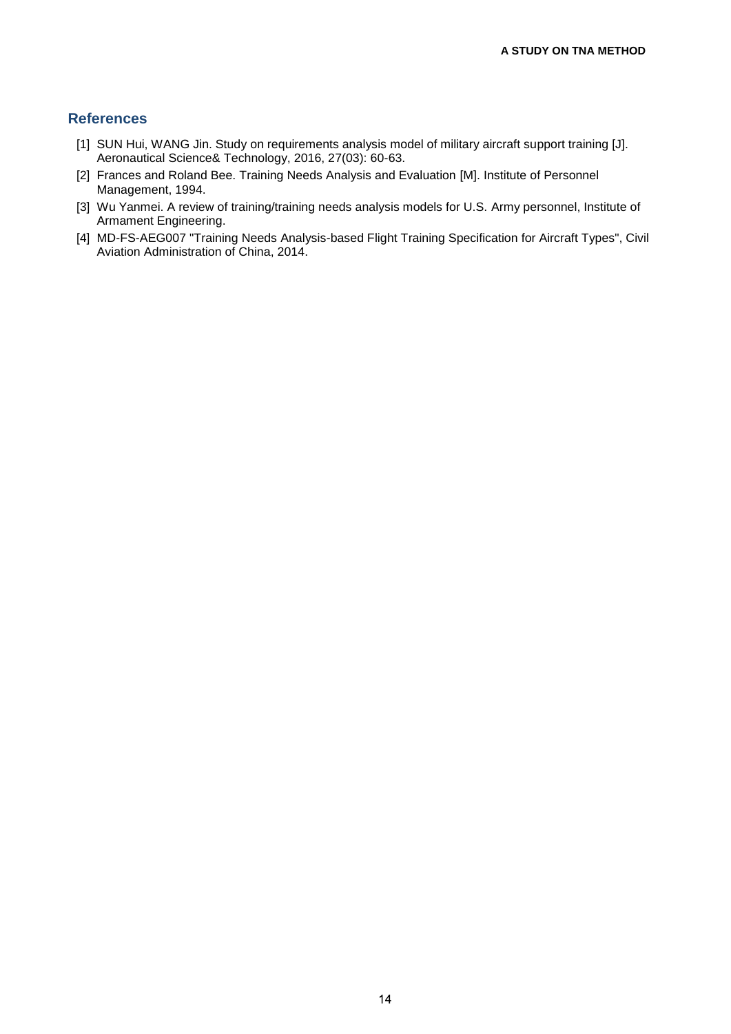## References

[1] SUN Hui, WANG Jin. Study on requirements analysis model of military aircraft support training [J]. Aeronautical Science& Technology, 2016, 27(03): 60-63.

[2] Frances and Roland Bee. Training Needs Analysis and Evaluation [M]. Institute of Personnel Management, 1994.

[3] Wu Yanmei. A review of training/training needs analysis models for U.S. Army personnel, Institute of Armament Engineering.

[4] MD-FS-AEG007 "Training Needs Analysis-based Flight Training Specification for Aircraft Types", Civil Aviation Administration of China, 2014.